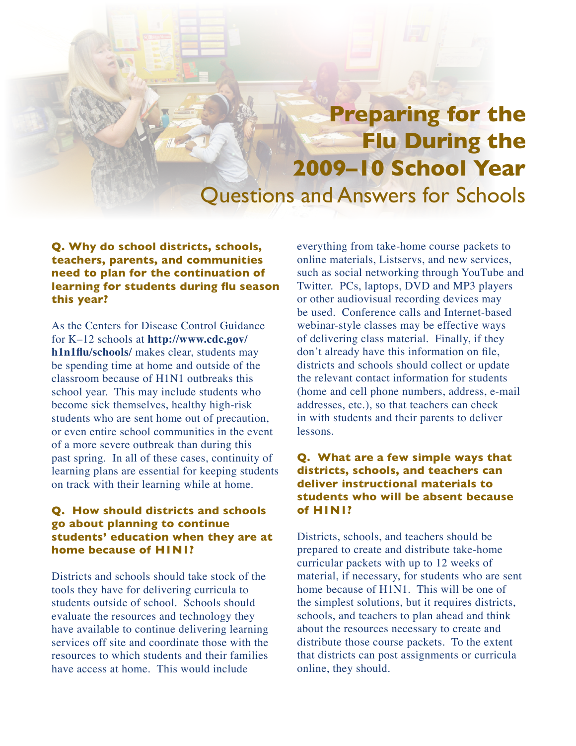# Preparing for the Flu During the 2009–10 School Year

## Questions and Answers for Schools

### Q. Why do school districts, schools, teachers, parents, and communities need to plan for the continuation of learning for students during flu season this year?

As the Centers for Disease Control Guidance for K–12 schools at **http://www.cdc.gov/h1n1flu/schools/** makes clear, students may be spending time at home and outside of the classroom because of H1N1 outbreaks this school year. This may include students who become sick themselves, healthy high-risk students who are sent home out of precaution, or even entire school communities in the event of a more severe outbreak than during this past spring. In all of these cases, continuity of learning plans are essential for keeping students on track with their learning while at home.

### Q. How should districts and schools go about planning to continue students' education when they are at home because of H1N1?

Districts and schools should take stock of the tools they have for delivering curricula to students outside of school. Schools should evaluate the resources and technology they have available to continue delivering learning services off site and coordinate those with the resources to which students and their families have access at home. This would include everything from take-home course packets to online materials, Listservs, and new services, such as social networking through YouTube and Twitter. PCs, laptops, DVD and MP3 players or other audiovisual recording devices may be used. Conference calls and Internet-based webinar-style classes may be effective ways of delivering class material. Finally, if they don't already have this information on file, districts and schools should collect or update the relevant contact information for students (home and cell phone numbers, address, e-mail addresses, etc.), so that teachers can check in with students and their parents to deliver lessons.

### Q. What are a few simple ways that districts, schools, and teachers can deliver instructional materials to students who will be absent because of H1N1?

Districts, schools, and teachers should be prepared to create and distribute take-home curricular packets with up to 12 weeks of material, if necessary, for students who are sent home because of H1N1. This will be one of the simplest solutions, but it requires districts, schools, and teachers to plan ahead and think about the resources necessary to create and distribute those course packets. To the extent that districts can post assignments or curricula online, they should.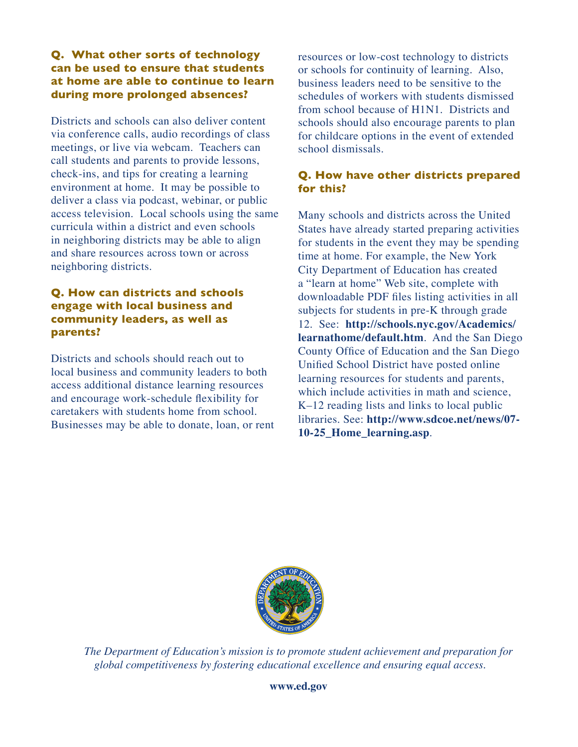**Q. What other sorts of technology can be used to ensure that students at home are able to continue to learn during more prolonged absences?**

Districts and schools can also deliver content via conference calls, audio recordings of class meetings, or live via webcam. Teachers can call students and parents to provide lessons, check-ins, and tips for creating a learning environment at home. It may be possible to deliver a class via podcast, webinar, or public access television. Local schools using the same curricula within a district and even schools in neighboring districts may be able to align and share resources across town or across neighboring districts.

**Q. How can districts and schools engage with local business and community leaders, as well as parents?**

Districts and schools should reach out to local business and community leaders to both access additional distance learning resources and encourage work-schedule flexibility for caretakers with students home from school. Businesses may be able to donate, loan, or rent resources or low-cost technology to districts or schools for continuity of learning. Also, business leaders need to be sensitive to the schedules of workers with students dismissed from school because of H1N1. Districts and schools should also encourage parents to plan for childcare options in the event of extended school dismissals.

**Q. How have other districts prepared for this?**

Many schools and districts across the United States have already started preparing activities for students in the event they may be spending time at home. For example, the New York City Department of Education has created a "learn at home" Web site, complete with downloadable PDF files listing activities in all subjects for students in pre-K through grade 12. See: **http://schools.nyc.gov/Academics/learnathome/default.htm**. And the San Diego County Office of Education and the San Diego Unified School District have posted online learning resources for students and parents, which include activities in math and science, K–12 reading lists and links to local public libraries. See: **http://www.sdcoe.net/news/07-10-25_Home_learning.asp**.

*The Department of Education's mission is to promote student achievement and preparation for global competitiveness by fostering educational excellence and ensuring equal access.*

**www.ed.gov**